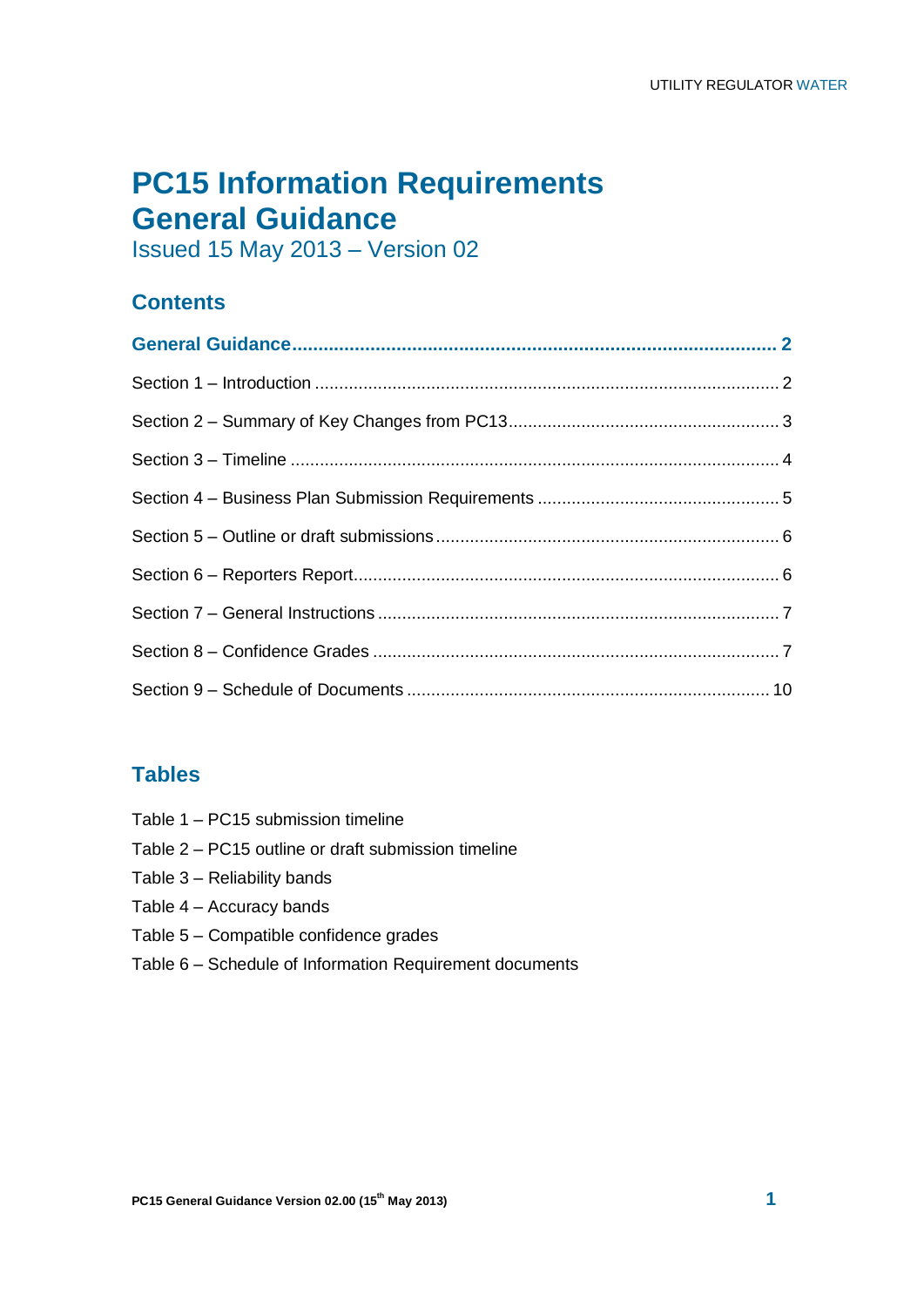# PC15 Information Requirements General Guidance

Issued 15 May 2013 – Version 02

## Contents

**General Guidance ........ 2**

Section 1 – Introduction ........ 2

Section 2 – Summary of Key Changes from PC13 ........ 3

Section 3 – Timeline ........ 4

Section 4 – Business Plan Submission Requirements ........ 5

Section 5 – Outline or draft submissions ........ 6

Section 6 – Reporters Report ........ 6

Section 7 – General Instructions ........ 7

Section 8 – Confidence Grades ........ 7

Section 9 – Schedule of Documents ........ 10

## Tables

Table 1 – PC15 submission timeline

Table 2 – PC15 outline or draft submission timeline

Table 3 – Reliability bands

Table 4 – Accuracy bands

Table 5 – Compatible confidence grades

Table 6 – Schedule of Information Requirement documents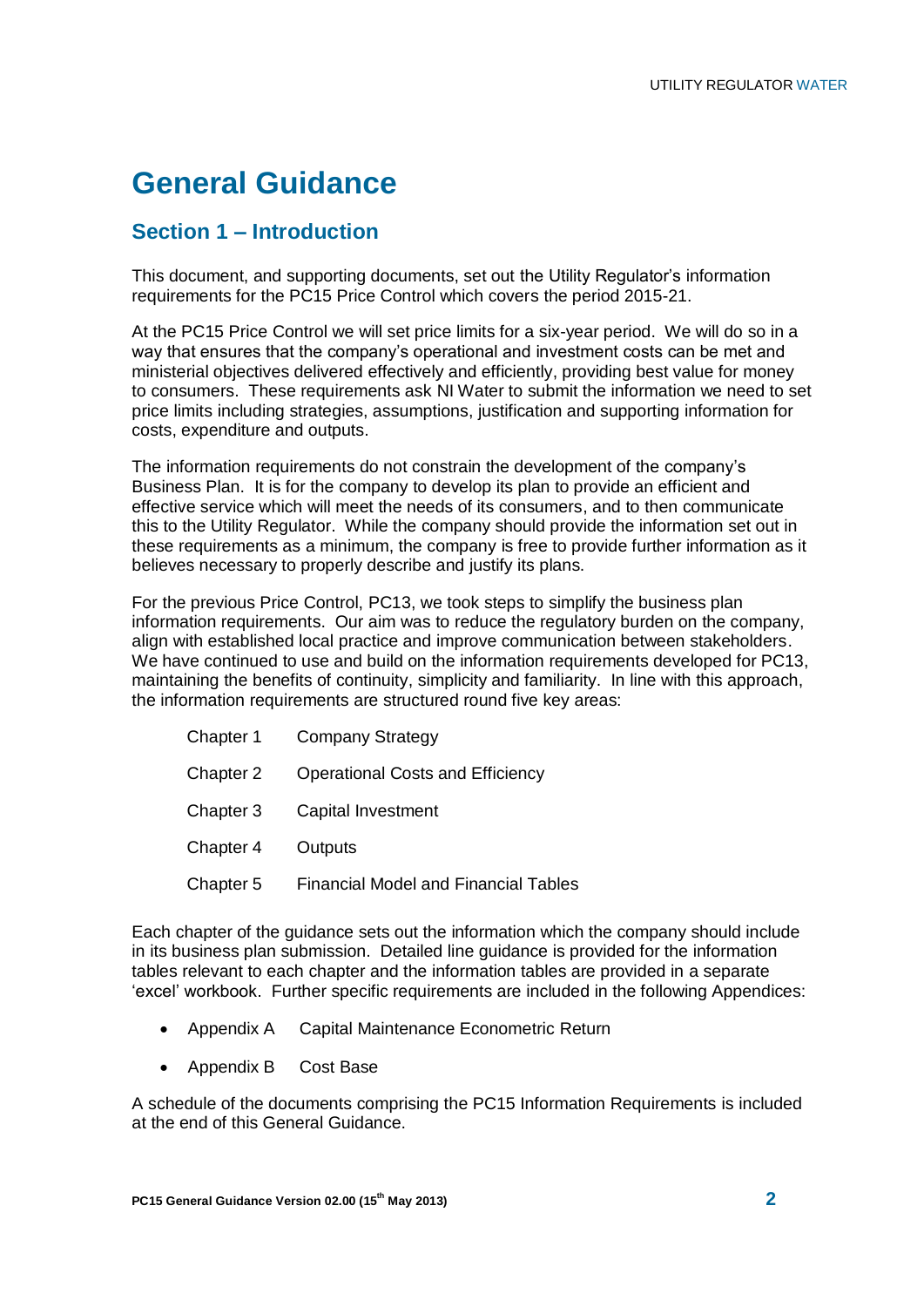# General Guidance

## Section 1 – Introduction

This document, and supporting documents, set out the Utility Regulator's information requirements for the PC15 Price Control which covers the period 2015-21.

At the PC15 Price Control we will set price limits for a six-year period. We will do so in a way that ensures that the company's operational and investment costs can be met and ministerial objectives delivered effectively and efficiently, providing best value for money to consumers. These requirements ask NI Water to submit the information we need to set price limits including strategies, assumptions, justification and supporting information for costs, expenditure and outputs.

The information requirements do not constrain the development of the company's Business Plan. It is for the company to develop its plan to provide an efficient and effective service which will meet the needs of its consumers, and to then communicate this to the Utility Regulator. While the company should provide the information set out in these requirements as a minimum, the company is free to provide further information as it believes necessary to properly describe and justify its plans.

For the previous Price Control, PC13, we took steps to simplify the business plan information requirements. Our aim was to reduce the regulatory burden on the company, align with established local practice and improve communication between stakeholders. We have continued to use and build on the information requirements developed for PC13, maintaining the benefits of continuity, simplicity and familiarity. In line with this approach, the information requirements are structured round five key areas:

| | |
|---|---|
| Chapter 1 | Company Strategy |
| Chapter 2 | Operational Costs and Efficiency |
| Chapter 3 | Capital Investment |
| Chapter 4 | Outputs |
| Chapter 5 | Financial Model and Financial Tables |

Each chapter of the guidance sets out the information which the company should include in its business plan submission. Detailed line guidance is provided for the information tables relevant to each chapter and the information tables are provided in a separate 'excel' workbook. Further specific requirements are included in the following Appendices:

- Appendix A Capital Maintenance Econometric Return
- Appendix B Cost Base

A schedule of the documents comprising the PC15 Information Requirements is included at the end of this General Guidance.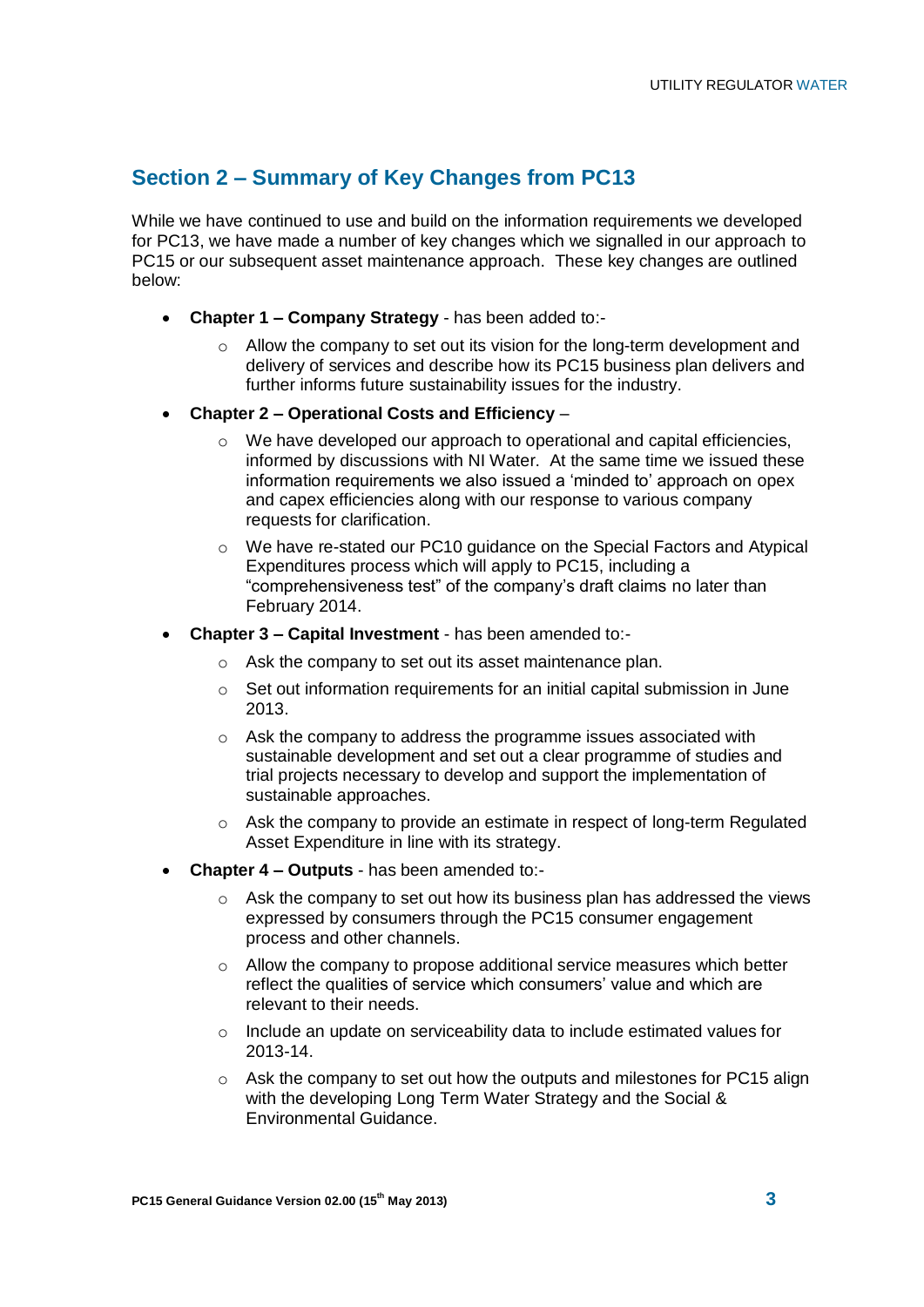## Section 2 – Summary of Key Changes from PC13

While we have continued to use and build on the information requirements we developed for PC13, we have made a number of key changes which we signalled in our approach to PC15 or our subsequent asset maintenance approach. These key changes are outlined below:

- **Chapter 1 – Company Strategy** - has been added to:-
  - Allow the company to set out its vision for the long-term development and delivery of services and describe how its PC15 business plan delivers and further informs future sustainability issues for the industry.
- **Chapter 2 – Operational Costs and Efficiency** –
  - We have developed our approach to operational and capital efficiencies, informed by discussions with NI Water. At the same time we issued these information requirements we also issued a 'minded to' approach on opex and capex efficiencies along with our response to various company requests for clarification.
  - We have re-stated our PC10 guidance on the Special Factors and Atypical Expenditures process which will apply to PC15, including a "comprehensiveness test" of the company's draft claims no later than February 2014.
- **Chapter 3 – Capital Investment** - has been amended to:-
  - Ask the company to set out its asset maintenance plan.
  - Set out information requirements for an initial capital submission in June 2013.
  - Ask the company to address the programme issues associated with sustainable development and set out a clear programme of studies and trial projects necessary to develop and support the implementation of sustainable approaches.
  - Ask the company to provide an estimate in respect of long-term Regulated Asset Expenditure in line with its strategy.
- **Chapter 4 – Outputs** - has been amended to:-
  - Ask the company to set out how its business plan has addressed the views expressed by consumers through the PC15 consumer engagement process and other channels.
  - Allow the company to propose additional service measures which better reflect the qualities of service which consumers' value and which are relevant to their needs.
  - Include an update on serviceability data to include estimated values for 2013-14.
  - Ask the company to set out how the outputs and milestones for PC15 align with the developing Long Term Water Strategy and the Social & Environmental Guidance.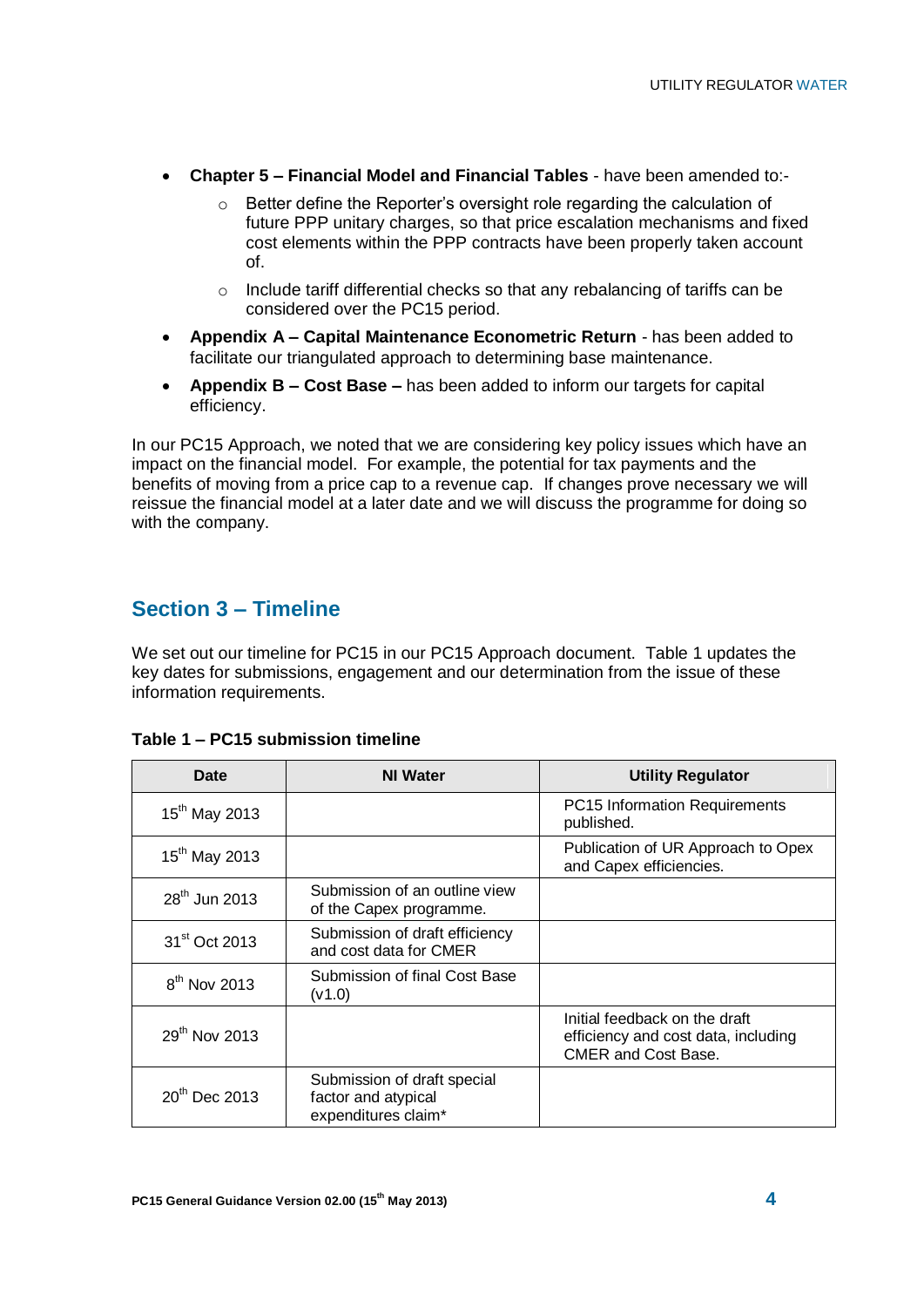- **Chapter 5 – Financial Model and Financial Tables** - have been amended to:-
    - Better define the Reporter's oversight role regarding the calculation of future PPP unitary charges, so that price escalation mechanisms and fixed cost elements within the PPP contracts have been properly taken account of.
    - Include tariff differential checks so that any rebalancing of tariffs can be considered over the PC15 period.
- **Appendix A – Capital Maintenance Econometric Return** - has been added to facilitate our triangulated approach to determining base maintenance.
- **Appendix B – Cost Base –** has been added to inform our targets for capital efficiency.

In our PC15 Approach, we noted that we are considering key policy issues which have an impact on the financial model. For example, the potential for tax payments and the benefits of moving from a price cap to a revenue cap. If changes prove necessary we will reissue the financial model at a later date and we will discuss the programme for doing so with the company.

## Section 3 – Timeline

We set out our timeline for PC15 in our PC15 Approach document. Table 1 updates the key dates for submissions, engagement and our determination from the issue of these information requirements.

**Table 1 – PC15 submission timeline**

| Date | NI Water | Utility Regulator |
|---|---|---|
| 15th May 2013 | | PC15 Information Requirements published. |
| 15th May 2013 | | Publication of UR Approach to Opex and Capex efficiencies. |
| 28th Jun 2013 | Submission of an outline view of the Capex programme. | |
| 31st Oct 2013 | Submission of draft efficiency and cost data for CMER | |
| 8th Nov 2013 | Submission of final Cost Base (v1.0) | |
| 29th Nov 2013 | | Initial feedback on the draft efficiency and cost data, including CMER and Cost Base. |
| 20th Dec 2013 | Submission of draft special factor and atypical expenditures claim* | |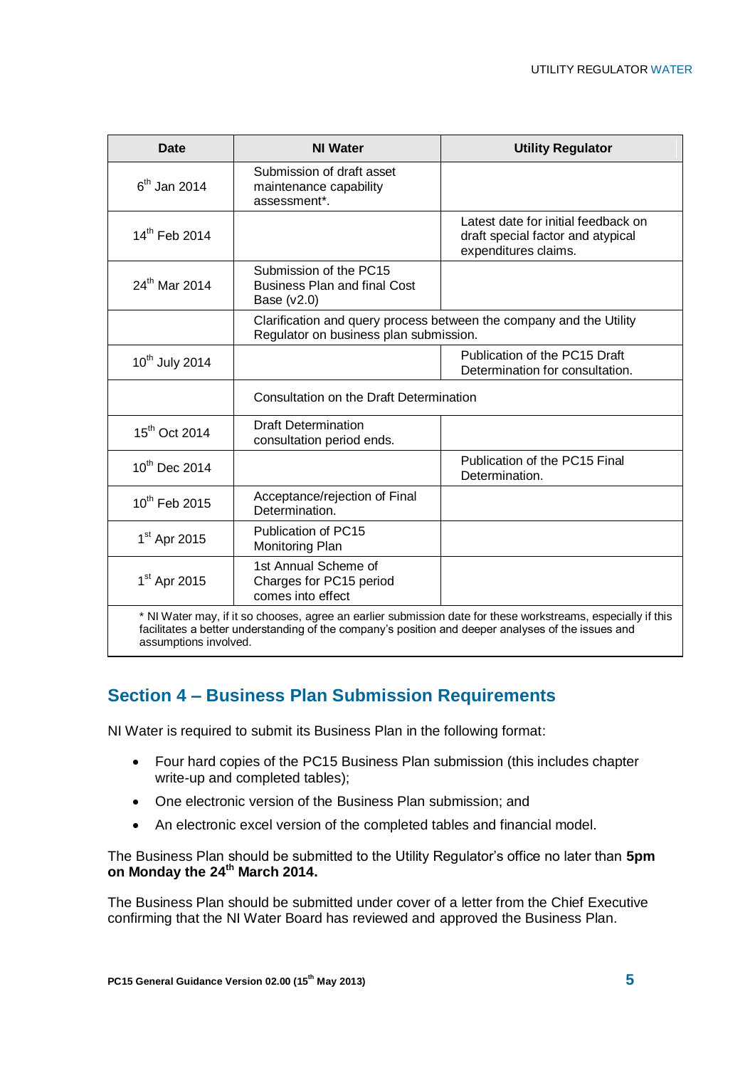| Date | NI Water | Utility Regulator |
| --- | --- | --- |
| 6th Jan 2014 | Submission of draft asset maintenance capability assessment*. | |
| 14th Feb 2014 | | Latest date for initial feedback on draft special factor and atypical expenditures claims. |
| 24th Mar 2014 | Submission of the PC15 Business Plan and final Cost Base (v2.0) | |
| | Clarification and query process between the company and the Utility Regulator on business plan submission. | |
| 10th July 2014 | | Publication of the PC15 Draft Determination for consultation. |
| | Consultation on the Draft Determination | |
| 15th Oct 2014 | Draft Determination consultation period ends. | |
| 10th Dec 2014 | | Publication of the PC15 Final Determination. |
| 10th Feb 2015 | Acceptance/rejection of Final Determination. | |
| 1st Apr 2015 | Publication of PC15 Monitoring Plan | |
| 1st Apr 2015 | 1st Annual Scheme of Charges for PC15 period comes into effect | |

* NI Water may, if it so chooses, agree an earlier submission date for these workstreams, especially if this facilitates a better understanding of the company's position and deeper analyses of the issues and assumptions involved.

## Section 4 – Business Plan Submission Requirements

NI Water is required to submit its Business Plan in the following format:

- Four hard copies of the PC15 Business Plan submission (this includes chapter write-up and completed tables);
- One electronic version of the Business Plan submission; and
- An electronic excel version of the completed tables and financial model.

The Business Plan should be submitted to the Utility Regulator's office no later than **5pm on Monday the 24th March 2014.**

The Business Plan should be submitted under cover of a letter from the Chief Executive confirming that the NI Water Board has reviewed and approved the Business Plan.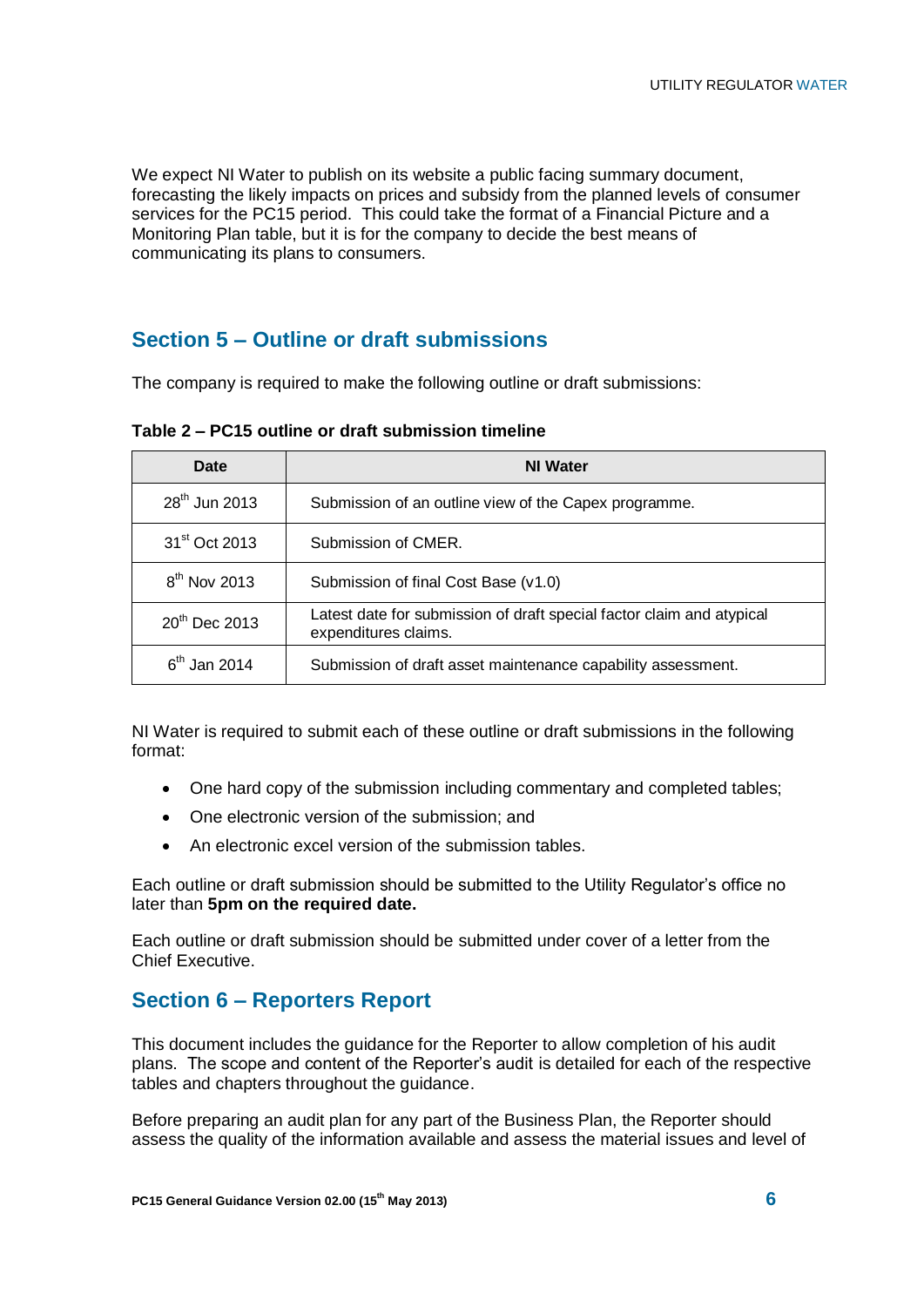We expect NI Water to publish on its website a public facing summary document, forecasting the likely impacts on prices and subsidy from the planned levels of consumer services for the PC15 period. This could take the format of a Financial Picture and a Monitoring Plan table, but it is for the company to decide the best means of communicating its plans to consumers.

## Section 5 – Outline or draft submissions

The company is required to make the following outline or draft submissions:

**Table 2 – PC15 outline or draft submission timeline**

| Date | NI Water |
|---|---|
| 28th Jun 2013 | Submission of an outline view of the Capex programme. |
| 31st Oct 2013 | Submission of CMER. |
| 8th Nov 2013 | Submission of final Cost Base (v1.0) |
| 20th Dec 2013 | Latest date for submission of draft special factor claim and atypical expenditures claims. |
| 6th Jan 2014 | Submission of draft asset maintenance capability assessment. |

NI Water is required to submit each of these outline or draft submissions in the following format:

- One hard copy of the submission including commentary and completed tables;
- One electronic version of the submission; and
- An electronic excel version of the submission tables.

Each outline or draft submission should be submitted to the Utility Regulator's office no later than **5pm on the required date.**

Each outline or draft submission should be submitted under cover of a letter from the Chief Executive.

## Section 6 – Reporters Report

This document includes the guidance for the Reporter to allow completion of his audit plans. The scope and content of the Reporter's audit is detailed for each of the respective tables and chapters throughout the guidance.

Before preparing an audit plan for any part of the Business Plan, the Reporter should assess the quality of the information available and assess the material issues and level of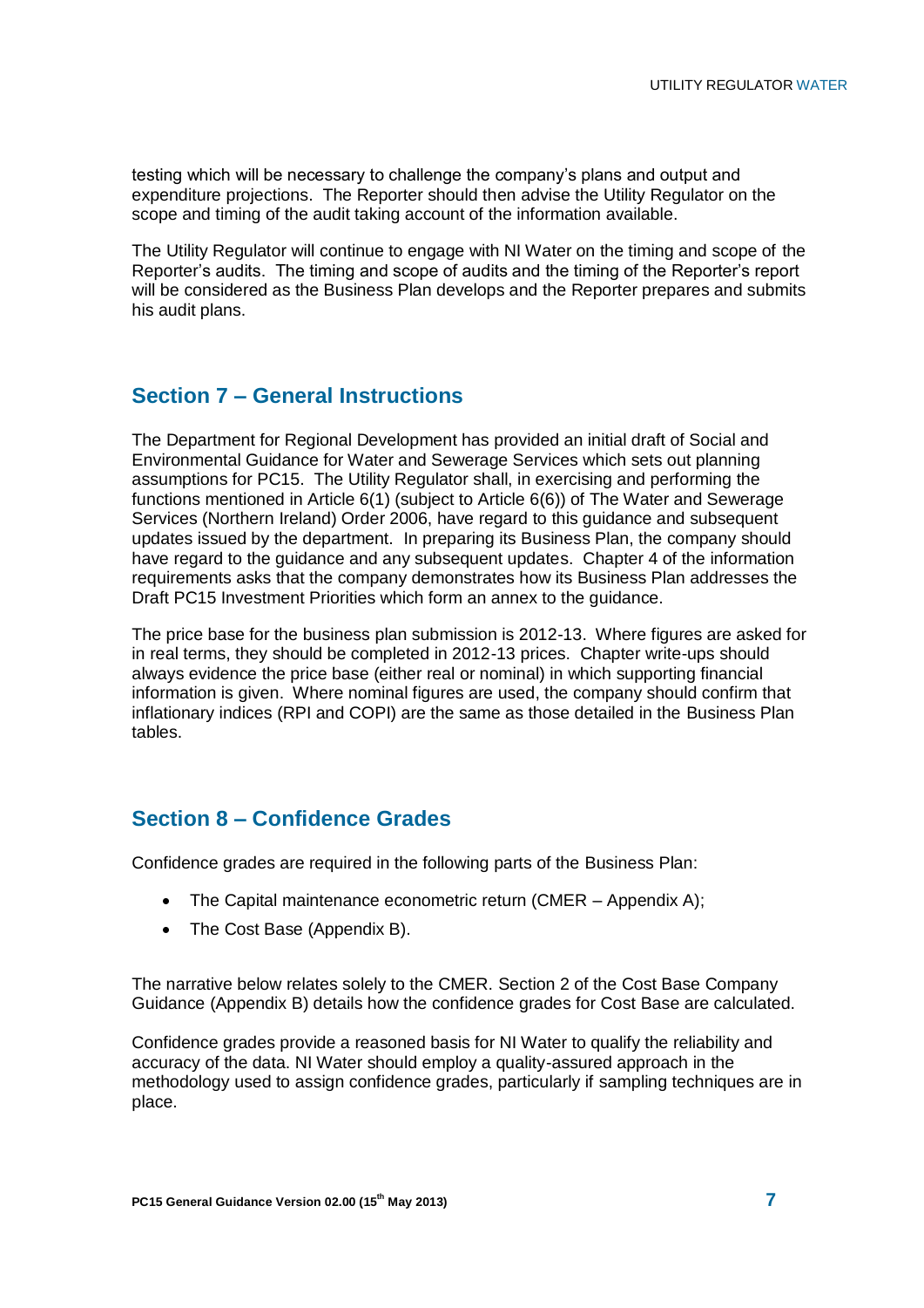testing which will be necessary to challenge the company's plans and output and expenditure projections. The Reporter should then advise the Utility Regulator on the scope and timing of the audit taking account of the information available.

The Utility Regulator will continue to engage with NI Water on the timing and scope of the Reporter's audits. The timing and scope of audits and the timing of the Reporter's report will be considered as the Business Plan develops and the Reporter prepares and submits his audit plans.

## Section 7 – General Instructions

The Department for Regional Development has provided an initial draft of Social and Environmental Guidance for Water and Sewerage Services which sets out planning assumptions for PC15. The Utility Regulator shall, in exercising and performing the functions mentioned in Article 6(1) (subject to Article 6(6)) of The Water and Sewerage Services (Northern Ireland) Order 2006, have regard to this guidance and subsequent updates issued by the department. In preparing its Business Plan, the company should have regard to the guidance and any subsequent updates. Chapter 4 of the information requirements asks that the company demonstrates how its Business Plan addresses the Draft PC15 Investment Priorities which form an annex to the guidance.

The price base for the business plan submission is 2012-13. Where figures are asked for in real terms, they should be completed in 2012-13 prices. Chapter write-ups should always evidence the price base (either real or nominal) in which supporting financial information is given. Where nominal figures are used, the company should confirm that inflationary indices (RPI and COPI) are the same as those detailed in the Business Plan tables.

## Section 8 – Confidence Grades

Confidence grades are required in the following parts of the Business Plan:

- The Capital maintenance econometric return (CMER – Appendix A);
- The Cost Base (Appendix B).

The narrative below relates solely to the CMER. Section 2 of the Cost Base Company Guidance (Appendix B) details how the confidence grades for Cost Base are calculated.

Confidence grades provide a reasoned basis for NI Water to qualify the reliability and accuracy of the data. NI Water should employ a quality-assured approach in the methodology used to assign confidence grades, particularly if sampling techniques are in place.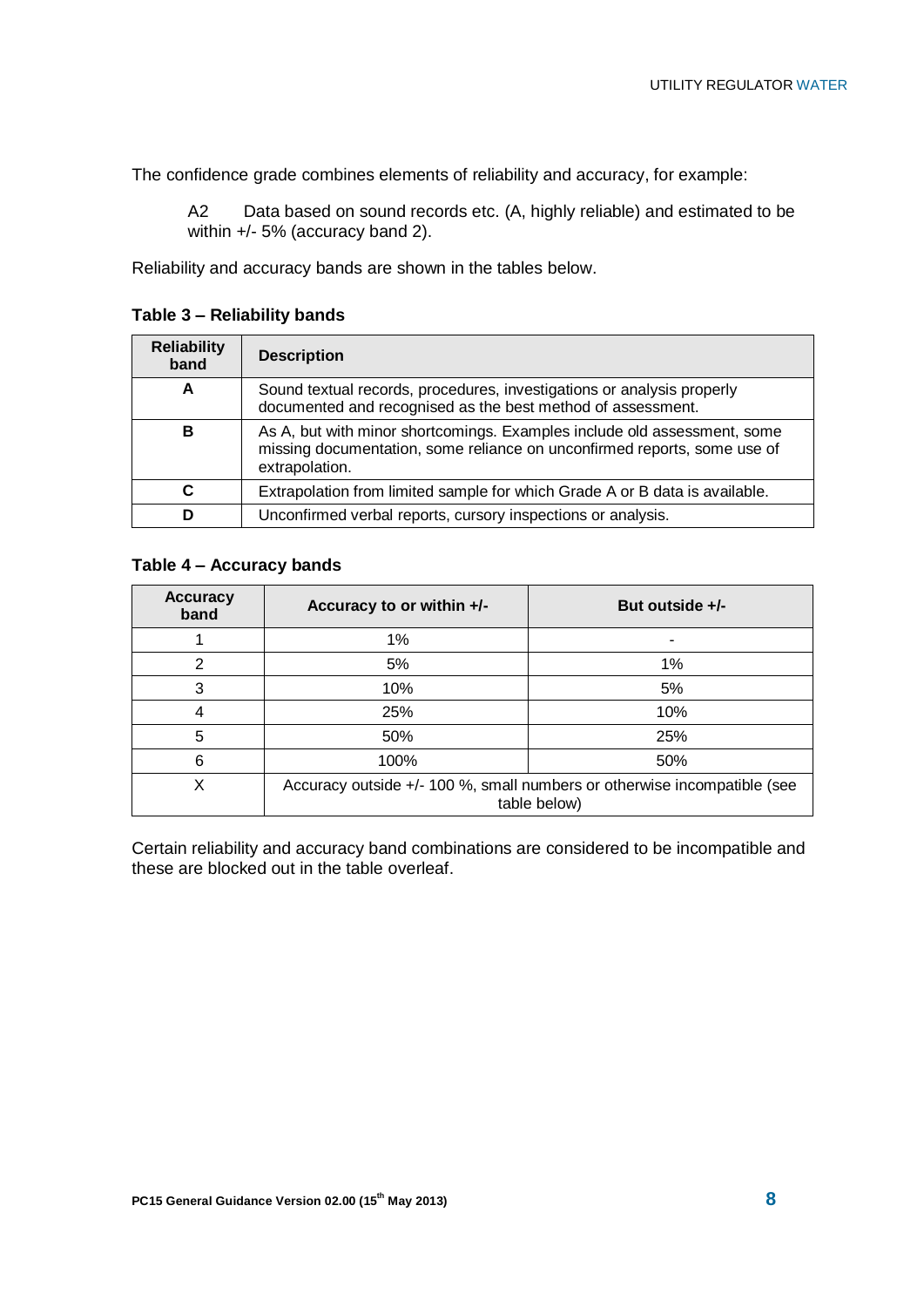The confidence grade combines elements of reliability and accuracy, for example:

> A2 Data based on sound records etc. (A, highly reliable) and estimated to be within +/- 5% (accuracy band 2).

Reliability and accuracy bands are shown in the tables below.

**Table 3 – Reliability bands**

| Reliability band | Description |
|---|---|
| A | Sound textual records, procedures, investigations or analysis properly documented and recognised as the best method of assessment. |
| B | As A, but with minor shortcomings. Examples include old assessment, some missing documentation, some reliance on unconfirmed reports, some use of extrapolation. |
| C | Extrapolation from limited sample for which Grade A or B data is available. |
| D | Unconfirmed verbal reports, cursory inspections or analysis. |

**Table 4 – Accuracy bands**

| Accuracy band | Accuracy to or within +/- | But outside +/- |
|---|---|---|
| 1 | 1% | - |
| 2 | 5% | 1% |
| 3 | 10% | 5% |
| 4 | 25% | 10% |
| 5 | 50% | 25% |
| 6 | 100% | 50% |
| X | Accuracy outside +/- 100 %, small numbers or otherwise incompatible (see table below) | |

Certain reliability and accuracy band combinations are considered to be incompatible and these are blocked out in the table overleaf.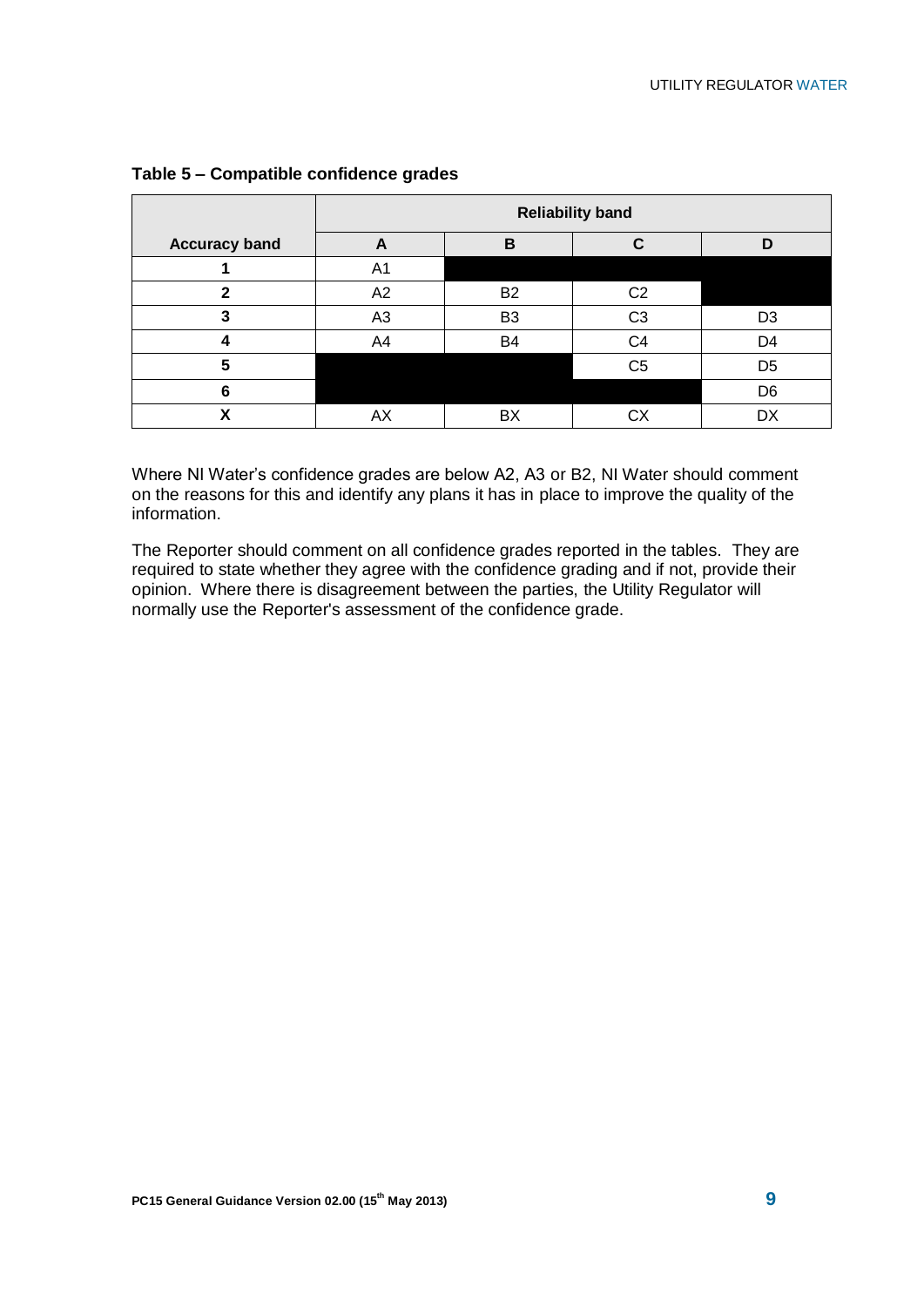**Table 5 – Compatible confidence grades**

| Accuracy band | Reliability band | | | |
|---|---|---|---|---|
| | A | B | C | D |
| 1 | A1 | | | |
| 2 | A2 | B2 | C2 | |
| 3 | A3 | B3 | C3 | D3 |
| 4 | A4 | B4 | C4 | D4 |
| 5 | | | C5 | D5 |
| 6 | | | | D6 |
| X | AX | BX | CX | DX |

Where NI Water's confidence grades are below A2, A3 or B2, NI Water should comment on the reasons for this and identify any plans it has in place to improve the quality of the information.

The Reporter should comment on all confidence grades reported in the tables. They are required to state whether they agree with the confidence grading and if not, provide their opinion. Where there is disagreement between the parties, the Utility Regulator will normally use the Reporter's assessment of the confidence grade.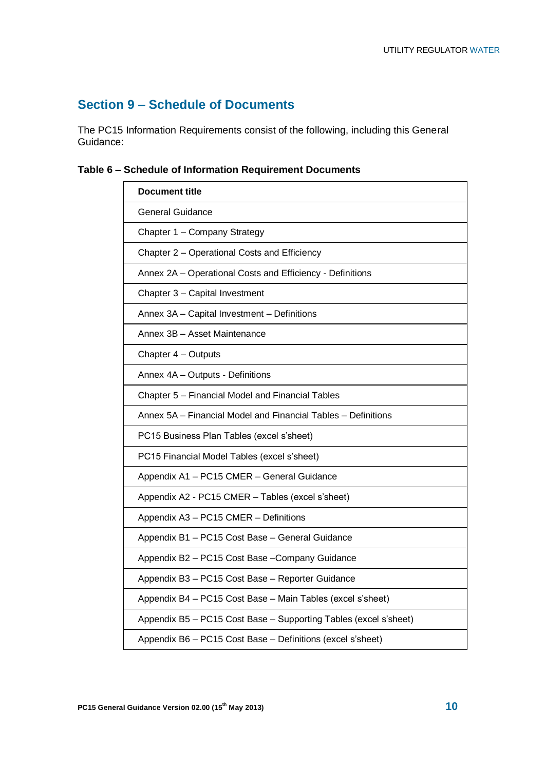## Section 9 – Schedule of Documents

The PC15 Information Requirements consist of the following, including this General Guidance:

**Table 6 – Schedule of Information Requirement Documents**

| Document title |
|---|
| General Guidance |
| Chapter 1 – Company Strategy |
| Chapter 2 – Operational Costs and Efficiency |
| Annex 2A – Operational Costs and Efficiency - Definitions |
| Chapter 3 – Capital Investment |
| Annex 3A – Capital Investment – Definitions |
| Annex 3B – Asset Maintenance |
| Chapter 4 – Outputs |
| Annex 4A – Outputs - Definitions |
| Chapter 5 – Financial Model and Financial Tables |
| Annex 5A – Financial Model and Financial Tables – Definitions |
| PC15 Business Plan Tables (excel s'sheet) |
| PC15 Financial Model Tables (excel s'sheet) |
| Appendix A1 – PC15 CMER – General Guidance |
| Appendix A2 - PC15 CMER – Tables (excel s'sheet) |
| Appendix A3 – PC15 CMER – Definitions |
| Appendix B1 – PC15 Cost Base – General Guidance |
| Appendix B2 – PC15 Cost Base –Company Guidance |
| Appendix B3 – PC15 Cost Base – Reporter Guidance |
| Appendix B4 – PC15 Cost Base – Main Tables (excel s'sheet) |
| Appendix B5 – PC15 Cost Base – Supporting Tables (excel s'sheet) |
| Appendix B6 – PC15 Cost Base – Definitions (excel s'sheet) |